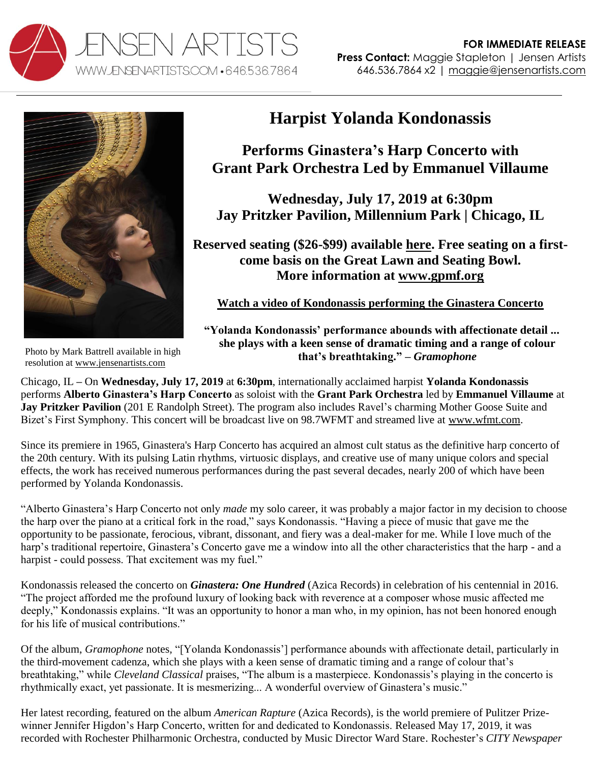JENSEN ARTISTS
WWW.JENSENARTISTS.COM • 646.536.7864

**FOR IMMEDIATE RELEASE**
**Press Contact:** Maggie Stapleton | Jensen Artists
646.536.7864 x2 | maggie@jensenartists.com

Photo by Mark Battrell available in high resolution at www.jensenartists.com

# Harpist Yolanda Kondonassis

## Performs Ginastera's Harp Concerto with Grant Park Orchestra Led by Emmanuel Villaume

## Wednesday, July 17, 2019 at 6:30pm
## Jay Pritzker Pavilion, Millennium Park | Chicago, IL

**Reserved seating ($26-$99) available here. Free seating on a first-come basis on the Great Lawn and Seating Bowl. More information at www.gpmf.org**

**Watch a video of Kondonassis performing the Ginastera Concerto**

**"Yolanda Kondonassis' performance abounds with affectionate detail ... she plays with a keen sense of dramatic timing and a range of colour that's breathtaking." – *Gramophone***

Chicago, IL **–** On **Wednesday, July 17, 2019** at **6:30pm**, internationally acclaimed harpist **Yolanda Kondonassis** performs **Alberto Ginastera's Harp Concerto** as soloist with the **Grant Park Orchestra** led by **Emmanuel Villaume** at **Jay Pritzker Pavilion** (201 E Randolph Street). The program also includes Ravel's charming Mother Goose Suite and Bizet's First Symphony. This concert will be broadcast live on 98.7WFMT and streamed live at www.wfmt.com.

Since its premiere in 1965, Ginastera's Harp Concerto has acquired an almost cult status as the definitive harp concerto of the 20th century. With its pulsing Latin rhythms, virtuosic displays, and creative use of many unique colors and special effects, the work has received numerous performances during the past several decades, nearly 200 of which have been performed by Yolanda Kondonassis.

"Alberto Ginastera's Harp Concerto not only *made* my solo career, it was probably a major factor in my decision to choose the harp over the piano at a critical fork in the road," says Kondonassis. "Having a piece of music that gave me the opportunity to be passionate, ferocious, vibrant, dissonant, and fiery was a deal-maker for me. While I love much of the harp's traditional repertoire, Ginastera's Concerto gave me a window into all the other characteristics that the harp - and a harpist - could possess. That excitement was my fuel."

Kondonassis released the concerto on ***Ginastera: One Hundred*** (Azica Records) in celebration of his centennial in 2016. "The project afforded me the profound luxury of looking back with reverence at a composer whose music affected me deeply," Kondonassis explains. "It was an opportunity to honor a man who, in my opinion, has not been honored enough for his life of musical contributions."

Of the album, *Gramophone* notes, "[Yolanda Kondonassis'] performance abounds with affectionate detail, particularly in the third-movement cadenza, which she plays with a keen sense of dramatic timing and a range of colour that's breathtaking," while *Cleveland Classical* praises, "The album is a masterpiece. Kondonassis's playing in the concerto is rhythmically exact, yet passionate. It is mesmerizing... A wonderful overview of Ginastera's music."

Her latest recording, featured on the album *American Rapture* (Azica Records), is the world premiere of Pulitzer Prize-winner Jennifer Higdon's Harp Concerto, written for and dedicated to Kondonassis. Released May 17, 2019, it was recorded with Rochester Philharmonic Orchestra, conducted by Music Director Ward Stare. Rochester's *CITY Newspaper*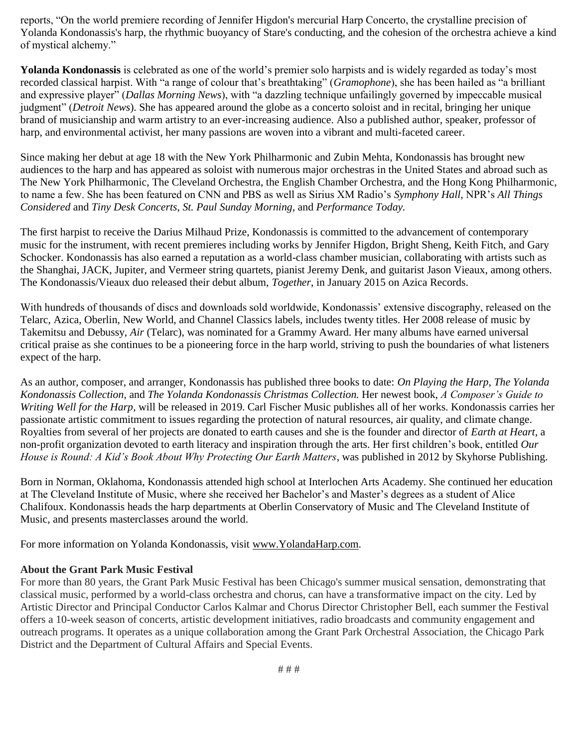reports, "On the world premiere recording of Jennifer Higdon's mercurial Harp Concerto, the crystalline precision of Yolanda Kondonassis's harp, the rhythmic buoyancy of Stare's conducting, and the cohesion of the orchestra achieve a kind of mystical alchemy."

**Yolanda Kondonassis** is celebrated as one of the world's premier solo harpists and is widely regarded as today's most recorded classical harpist. With "a range of colour that's breathtaking" (*Gramophone*), she has been hailed as "a brilliant and expressive player" (*Dallas Morning News*), with "a dazzling technique unfailingly governed by impeccable musical judgment" (*Detroit News*). She has appeared around the globe as a concerto soloist and in recital, bringing her unique brand of musicianship and warm artistry to an ever-increasing audience. Also a published author, speaker, professor of harp, and environmental activist, her many passions are woven into a vibrant and multi-faceted career.

Since making her debut at age 18 with the New York Philharmonic and Zubin Mehta, Kondonassis has brought new audiences to the harp and has appeared as soloist with numerous major orchestras in the United States and abroad such as The New York Philharmonic, The Cleveland Orchestra, the English Chamber Orchestra, and the Hong Kong Philharmonic, to name a few. She has been featured on CNN and PBS as well as Sirius XM Radio's *Symphony Hall,* NPR's *All Things Considered* and *Tiny Desk Concerts*, *St. Paul Sunday Morning*, and *Performance Today*.

The first harpist to receive the Darius Milhaud Prize, Kondonassis is committed to the advancement of contemporary music for the instrument, with recent premieres including works by Jennifer Higdon, Bright Sheng, Keith Fitch, and Gary Schocker. Kondonassis has also earned a reputation as a world-class chamber musician, collaborating with artists such as the Shanghai, JACK, Jupiter, and Vermeer string quartets, pianist Jeremy Denk, and guitarist Jason Vieaux, among others. The Kondonassis/Vieaux duo released their debut album, *Together*, in January 2015 on Azica Records.

With hundreds of thousands of discs and downloads sold worldwide, Kondonassis' extensive discography, released on the Telarc, Azica, Oberlin, New World, and Channel Classics labels, includes twenty titles. Her 2008 release of music by Takemitsu and Debussy, *Air* (Telarc), was nominated for a Grammy Award. Her many albums have earned universal critical praise as she continues to be a pioneering force in the harp world, striving to push the boundaries of what listeners expect of the harp.

As an author, composer, and arranger, Kondonassis has published three books to date: *On Playing the Harp*, *The Yolanda Kondonassis Collection*, and *The Yolanda Kondonassis Christmas Collection.* Her newest book, *A Composer's Guide to Writing Well for the Harp*, will be released in 2019. Carl Fischer Music publishes all of her works. Kondonassis carries her passionate artistic commitment to issues regarding the protection of natural resources, air quality, and climate change. Royalties from several of her projects are donated to earth causes and she is the founder and director of *Earth at Heart*, a non-profit organization devoted to earth literacy and inspiration through the arts. Her first children's book, entitled *Our House is Round: A Kid's Book About Why Protecting Our Earth Matters*, was published in 2012 by Skyhorse Publishing.

Born in Norman, Oklahoma, Kondonassis attended high school at Interlochen Arts Academy. She continued her education at The Cleveland Institute of Music, where she received her Bachelor's and Master's degrees as a student of Alice Chalifoux. Kondonassis heads the harp departments at Oberlin Conservatory of Music and The Cleveland Institute of Music, and presents masterclasses around the world.

For more information on Yolanda Kondonassis, visit www.YolandaHarp.com.

**About the Grant Park Music Festival**

For more than 80 years, the Grant Park Music Festival has been Chicago's summer musical sensation, demonstrating that classical music, performed by a world-class orchestra and chorus, can have a transformative impact on the city. Led by Artistic Director and Principal Conductor Carlos Kalmar and Chorus Director Christopher Bell, each summer the Festival offers a 10-week season of concerts, artistic development initiatives, radio broadcasts and community engagement and outreach programs. It operates as a unique collaboration among the Grant Park Orchestral Association, the Chicago Park District and the Department of Cultural Affairs and Special Events.

# # #